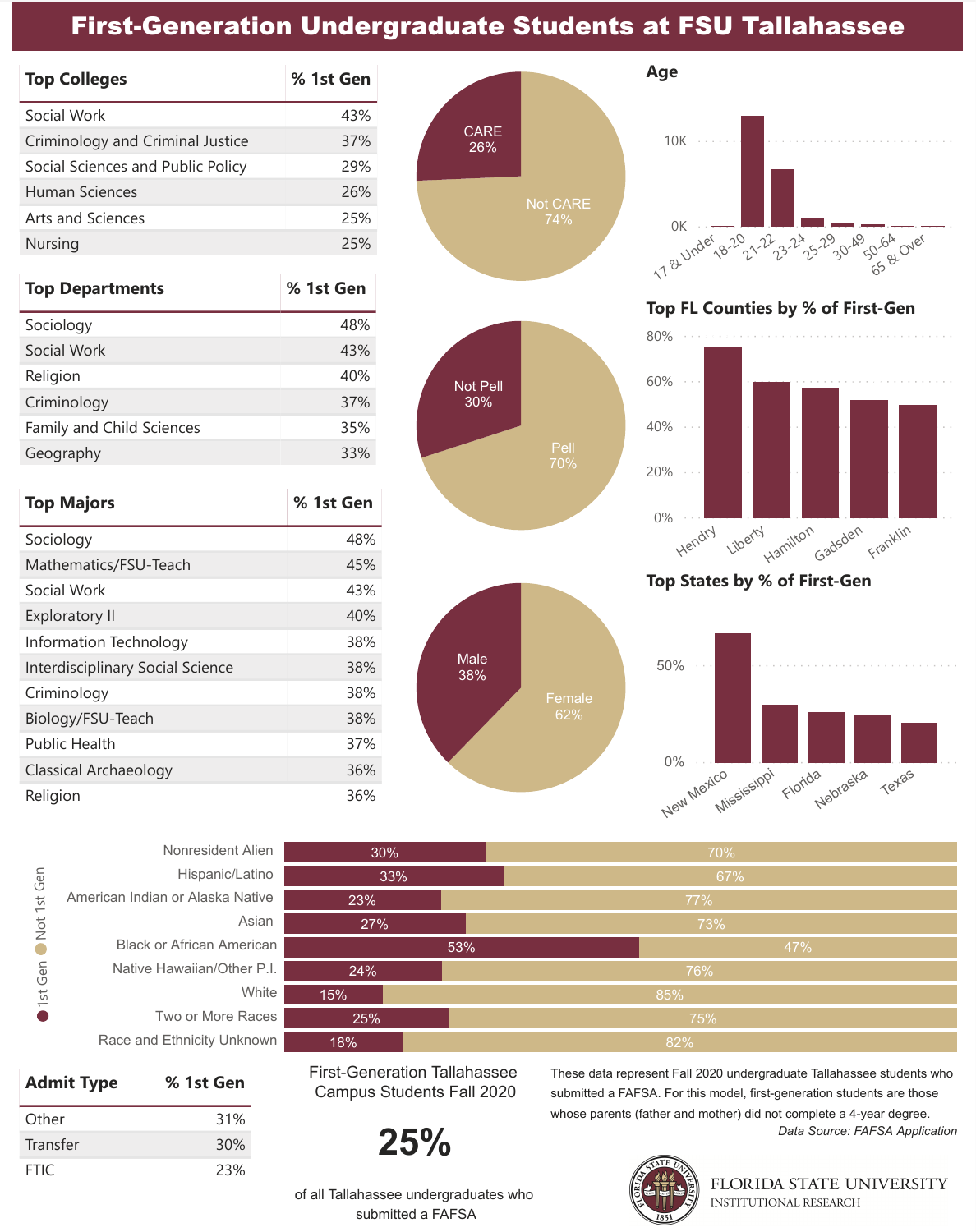# First-Generation Undergraduate Students at FSU Tallahassee

| Top Colleges | % 1st Gen |
|---|---|
| Social Work | 43% |
| Criminology and Criminal Justice | 37% |
| Social Sciences and Public Policy | 29% |
| Human Sciences | 26% |
| Arts and Sciences | 25% |
| Nursing | 25% |

| Top Departments | % 1st Gen |
|---|---|
| Sociology | 48% |
| Social Work | 43% |
| Religion | 40% |
| Criminology | 37% |
| Family and Child Sciences | 35% |
| Geography | 33% |

| Top Majors | % 1st Gen |
|---|---|
| Sociology | 48% |
| Mathematics/FSU-Teach | 45% |
| Social Work | 43% |
| Exploratory II | 40% |
| Information Technology | 38% |
| Interdisciplinary Social Science | 38% |
| Criminology | 38% |
| Biology/FSU-Teach | 38% |
| Public Health | 37% |
| Classical Archaeology | 36% |
| Religion | 36% |

CARE 26% | Not CARE 74%

Not Pell 30% | Pell 70%

Male 38% | Female 62%

## Age

Age groups: 17 & Under, 18-20, 21-22, 23-24, 25-29, 30-49, 50-64, 65 & Over (axis: 0K, 10K)

## Top FL Counties by % of First-Gen

Hendry, Liberty, Hamilton, Gadsden, Franklin (axis: 0%, 20%, 40%, 60%, 80%)

## Top States by % of First-Gen

New Mexico, Mississippi, Florida, Nebraska, Texas (axis: 0%, 50%)

| Race/Ethnicity | 1st Gen | Not 1st Gen |
|---|---|---|
| Nonresident Alien | 30% | 70% |
| Hispanic/Latino | 33% | 67% |
| American Indian or Alaska Native | 23% | 77% |
| Asian | 27% | 73% |
| Black or African American | 53% | 47% |
| Native Hawaiian/Other P.I. | 24% | 76% |
| White | 15% | 85% |
| Two or More Races | 25% | 75% |
| Race and Ethnicity Unknown | 18% | 82% |

| Admit Type | % 1st Gen |
|---|---|
| Other | 31% |
| Transfer | 30% |
| FTIC | 23% |

First-Generation Tallahassee Campus Students Fall 2020

**25%**

of all Tallahassee undergraduates who submitted a FAFSA

These data represent Fall 2020 undergraduate Tallahassee students who submitted a FAFSA. For this model, first-generation students are those whose parents (father and mother) did not complete a 4-year degree.

*Data Source: FAFSA Application*

FLORIDA STATE UNIVERSITY
INSTITUTIONAL RESEARCH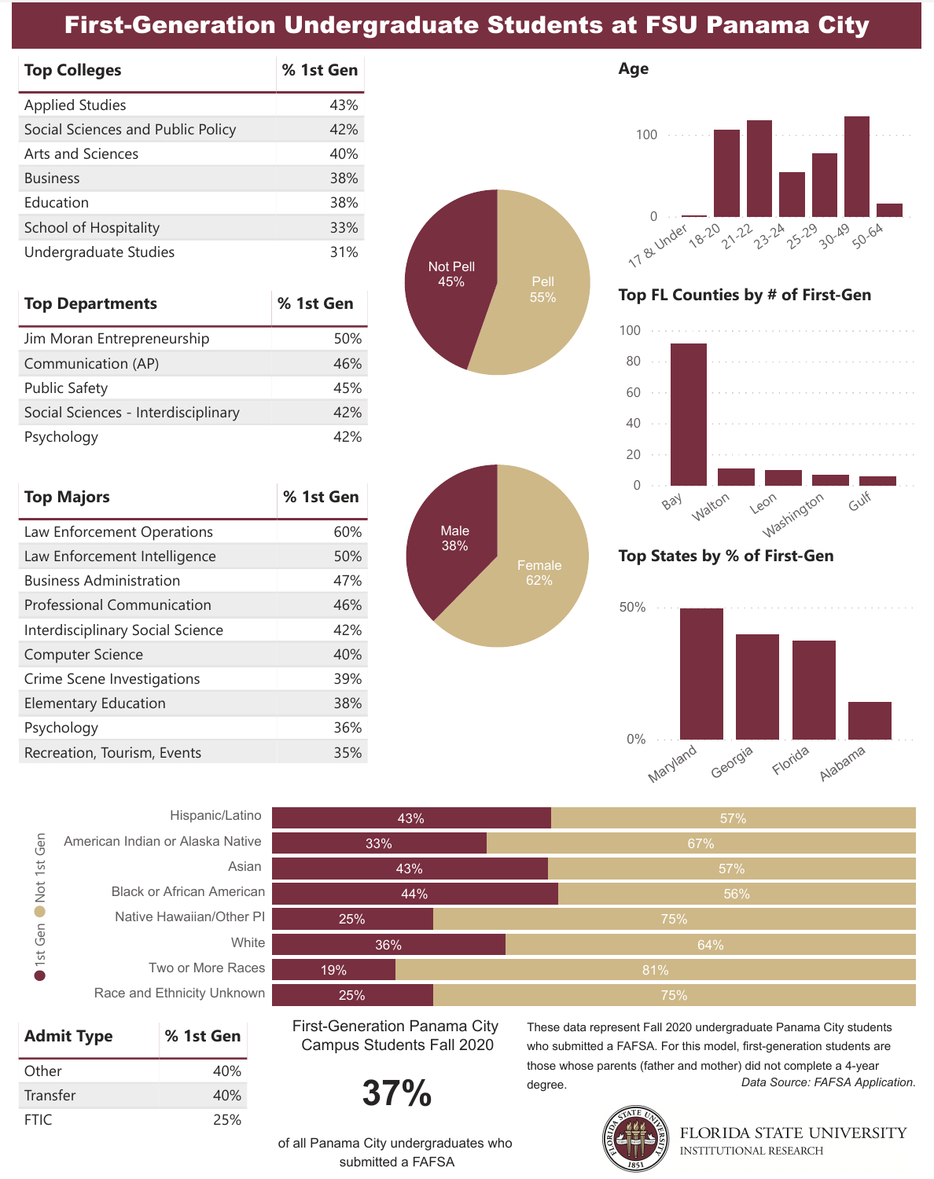# First-Generation Undergraduate Students at FSU Panama City

| Top Colleges | % 1st Gen |
|---|---|
| Applied Studies | 43% |
| Social Sciences and Public Policy | 42% |
| Arts and Sciences | 40% |
| Business | 38% |
| Education | 38% |
| School of Hospitality | 33% |
| Undergraduate Studies | 31% |

| Top Departments | % 1st Gen |
|---|---|
| Jim Moran Entrepreneurship | 50% |
| Communication (AP) | 46% |
| Public Safety | 45% |
| Social Sciences - Interdisciplinary | 42% |
| Psychology | 42% |

| Top Majors | % 1st Gen |
|---|---|
| Law Enforcement Operations | 60% |
| Law Enforcement Intelligence | 50% |
| Business Administration | 47% |
| Professional Communication | 46% |
| Interdisciplinary Social Science | 42% |
| Computer Science | 40% |
| Crime Scene Investigations | 39% |
| Elementary Education | 38% |
| Psychology | 36% |
| Recreation, Tourism, Events | 35% |

Not Pell 45%
Pell 55%

Male 38%
Female 62%

## Age

100
0
17 & Under, 18-20, 21-22, 23-24, 25-29, 30-49, 50-64

## Top FL Counties by # of First-Gen

100
80
60
40
20
0
Bay, Walton, Leon, Washington, Gulf

## Top States by % of First-Gen

50%
0%
Maryland, Georgia, Florida, Alabama

● 1st Gen ● Not 1st Gen

Hispanic/Latino: 43% | 57%
American Indian or Alaska Native: 33% | 67%
Asian: 43% | 57%
Black or African American: 44% | 56%
Native Hawaiian/Other PI: 25% | 75%
White: 36% | 64%
Two or More Races: 19% | 81%
Race and Ethnicity Unknown: 25% | 75%

| Admit Type | % 1st Gen |
|---|---|
| Other | 40% |
| Transfer | 40% |
| FTIC | 25% |

First-Generation Panama City Campus Students Fall 2020

**37%**

of all Panama City undergraduates who submitted a FAFSA

These data represent Fall 2020 undergraduate Panama City students who submitted a FAFSA. For this model, first-generation students are those whose parents (father and mother) did not complete a 4-year degree.

*Data Source: FAFSA Application.*

FLORIDA STATE UNIVERSITY
INSTITUTIONAL RESEARCH